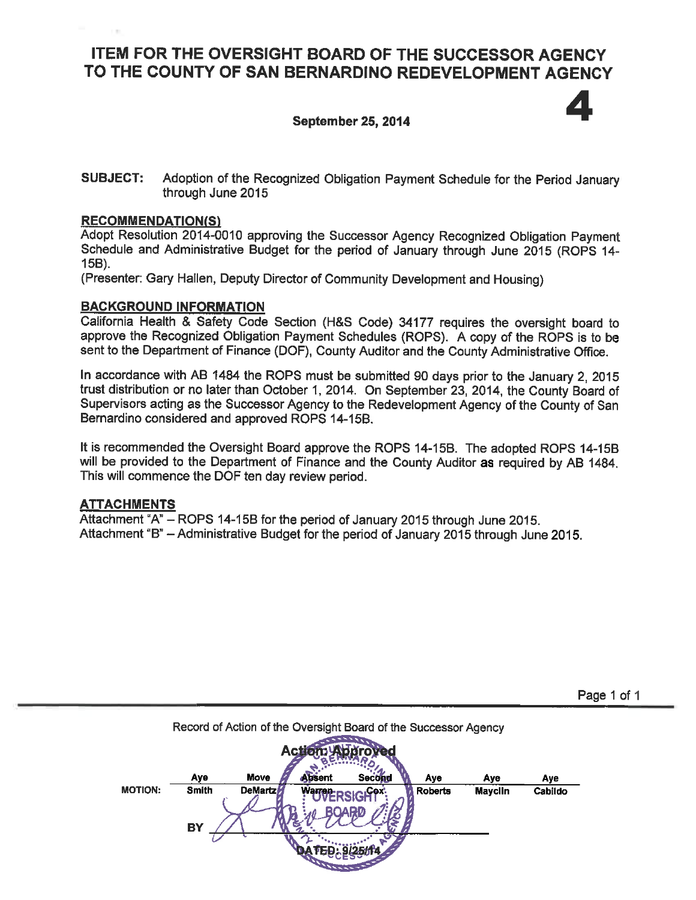# ITEM FOR THE OVERSIGHT BOARD OF THE SUCCESSOR AGENCY TO THE COUNTY OF SAN BERNARDINO REDEVELOPMENT AGENCY

**4**

**September 25, 2014**

**SUBJECT:** Adoption of the Recognized Obligation Payment Schedule for the Period January through June 2015

## RECOMMENDATION(S)

Adopt Resolution 2014-0010 approving the Successor Agency Recognized Obligation Payment Schedule and Administrative Budget for the period of January through June 2015 (ROPS 14-15B).

(Presenter: Gary Hallen, Deputy Director of Community Development and Housing)

## BACKGROUND INFORMATION

California Health & Safety Code Section (H&S Code) 34177 requires the oversight board to approve the Recognized Obligation Payment Schedules (ROPS). A copy of the ROPS is to be sent to the Department of Finance (DOF), County Auditor and the County Administrative Office.

In accordance with AB 1484 the ROPS must be submitted 90 days prior to the January 2, 2015 trust distribution or no later than October 1, 2014. On September 23, 2014, the County Board of Supervisors acting as the Successor Agency to the Redevelopment Agency of the County of San Bernardino considered and approved ROPS 14-15B.

It is recommended the Oversight Board approve the ROPS 14-15B. The adopted ROPS 14-15B will be provided to the Department of Finance and the County Auditor as required by AB 1484. This will commence the DOF ten day review period.

## ATTACHMENTS

Attachment "A" – ROPS 14-15B for the period of January 2015 through June 2015.
Attachment "B" – Administrative Budget for the period of January 2015 through June 2015.

---

Record of Action of the Oversight Board of the Successor Agency

**Action: Approved**

| | Aye | Move | Absent | Second | Aye | Aye | Aye |
|---|---|---|---|---|---|---|---|
| **MOTION:** | Smith | DeMartz | Warren | Cox | Roberts | Mayclin | Cabildo |

BY _______________

DATED: 9/25/14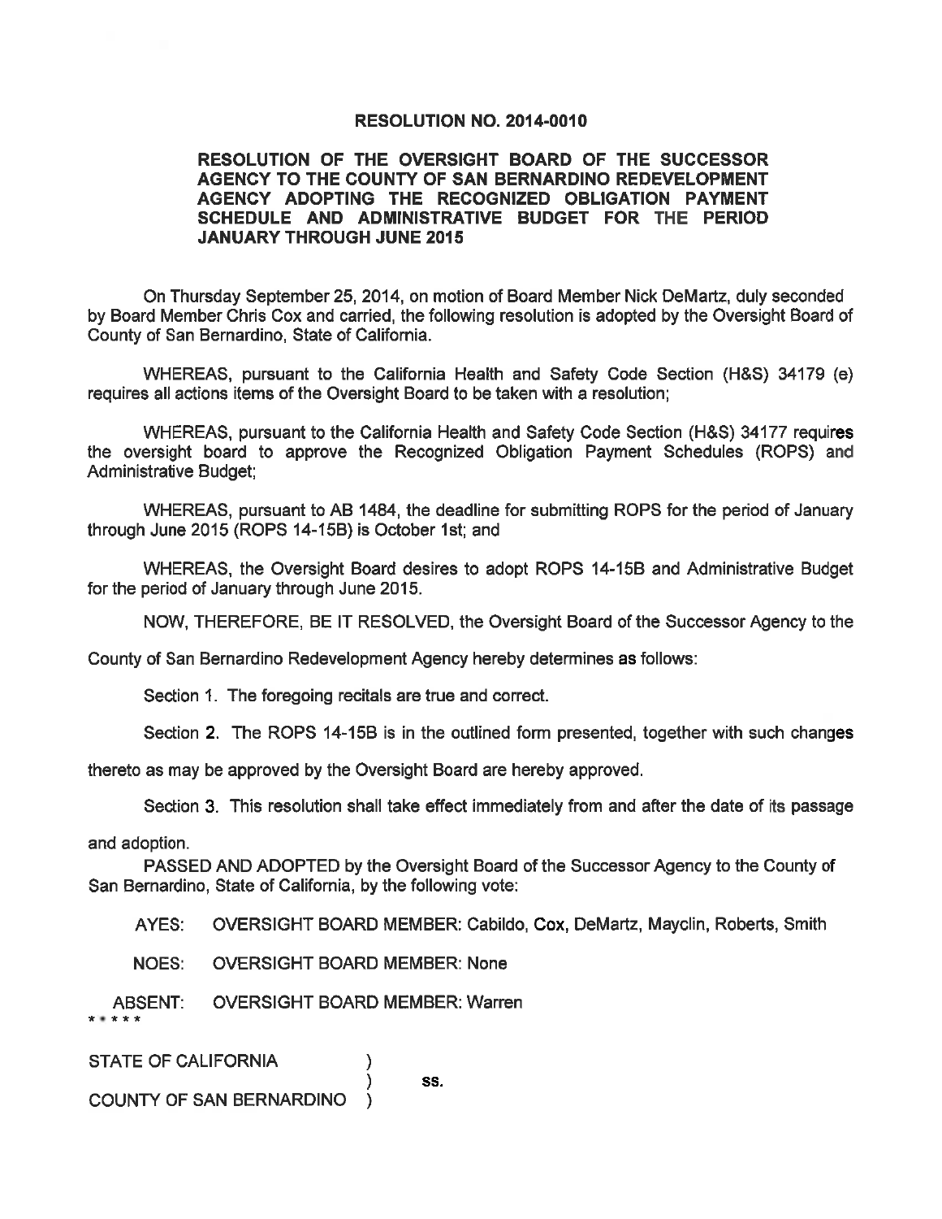**RESOLUTION NO. 2014-0010**

**RESOLUTION OF THE OVERSIGHT BOARD OF THE SUCCESSOR AGENCY TO THE COUNTY OF SAN BERNARDINO REDEVELOPMENT AGENCY ADOPTING THE RECOGNIZED OBLIGATION PAYMENT SCHEDULE AND ADMINISTRATIVE BUDGET FOR THE PERIOD JANUARY THROUGH JUNE 2015**

On Thursday September 25, 2014, on motion of Board Member Nick DeMartz, duly seconded by Board Member Chris Cox and carried, the following resolution is adopted by the Oversight Board of County of San Bernardino, State of California.

WHEREAS, pursuant to the California Health and Safety Code Section (H&S) 34179 (e) requires all actions items of the Oversight Board to be taken with a resolution;

WHEREAS, pursuant to the California Health and Safety Code Section (H&S) 34177 requires the oversight board to approve the Recognized Obligation Payment Schedules (ROPS) and Administrative Budget;

WHEREAS, pursuant to AB 1484, the deadline for submitting ROPS for the period of January through June 2015 (ROPS 14-15B) is October 1st; and

WHEREAS, the Oversight Board desires to adopt ROPS 14-15B and Administrative Budget for the period of January through June 2015.

NOW, THEREFORE, BE IT RESOLVED, the Oversight Board of the Successor Agency to the County of San Bernardino Redevelopment Agency hereby determines as follows:

Section 1. The foregoing recitals are true and correct.

Section 2. The ROPS 14-15B is in the outlined form presented, together with such changes thereto as may be approved by the Oversight Board are hereby approved.

Section 3. This resolution shall take effect immediately from and after the date of its passage and adoption.

PASSED AND ADOPTED by the Oversight Board of the Successor Agency to the County of San Bernardino, State of California, by the following vote:

AYES: OVERSIGHT BOARD MEMBER: Cabildo, Cox, DeMartz, Mayclin, Roberts, Smith

NOES: OVERSIGHT BOARD MEMBER: None

ABSENT: OVERSIGHT BOARD MEMBER: Warren

\* \* \* \* \*

STATE OF CALIFORNIA )
) ss.
COUNTY OF SAN BERNARDINO )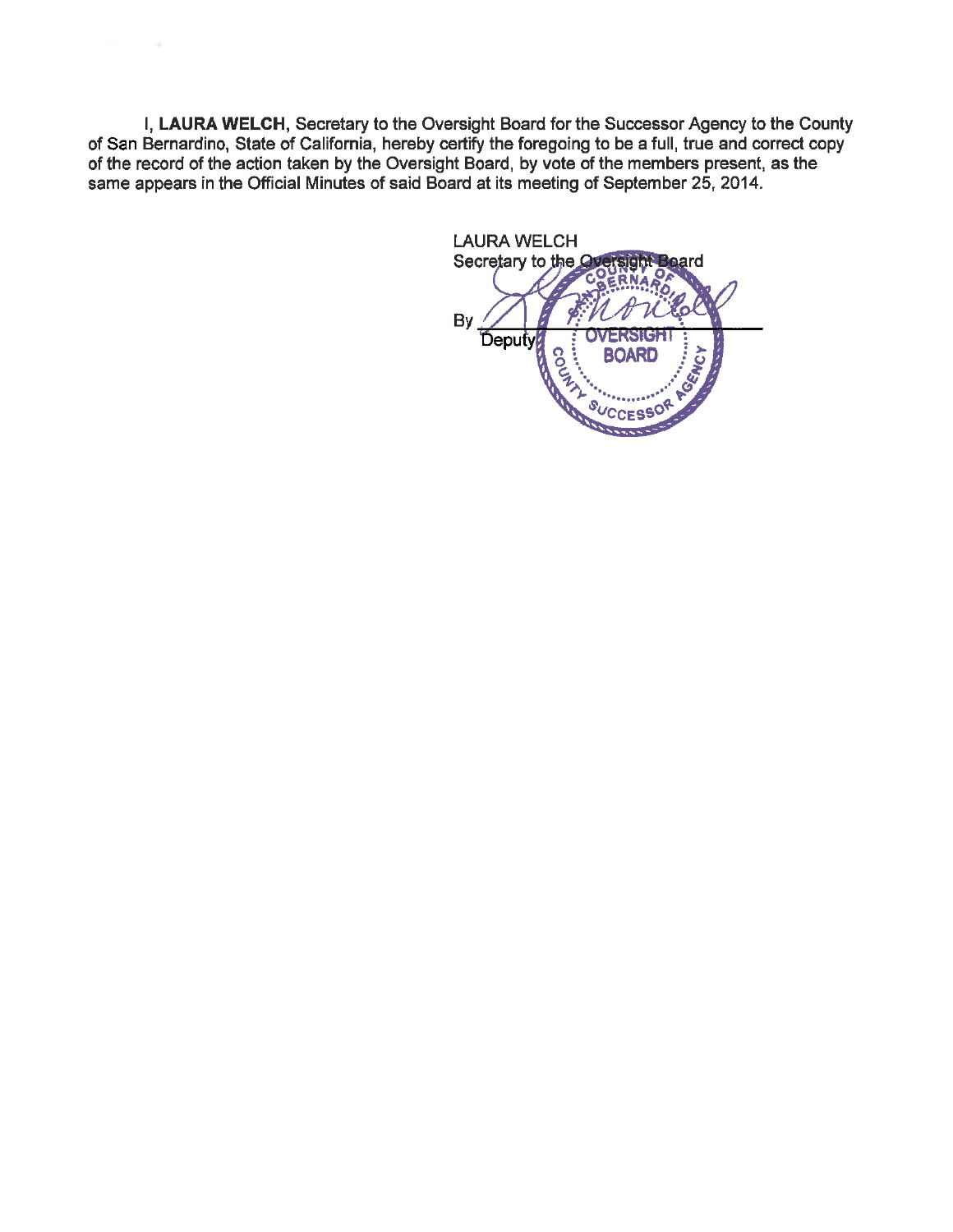I, **LAURA WELCH**, Secretary to the Oversight Board for the Successor Agency to the County of San Bernardino, State of California, hereby certify the foregoing to be a full, true and correct copy of the record of the action taken by the Oversight Board, by vote of the members present, as the same appears in the Official Minutes of said Board at its meeting of September 25, 2014.

LAURA WELCH
Secretary to the Oversight Board

By ______________________
Deputy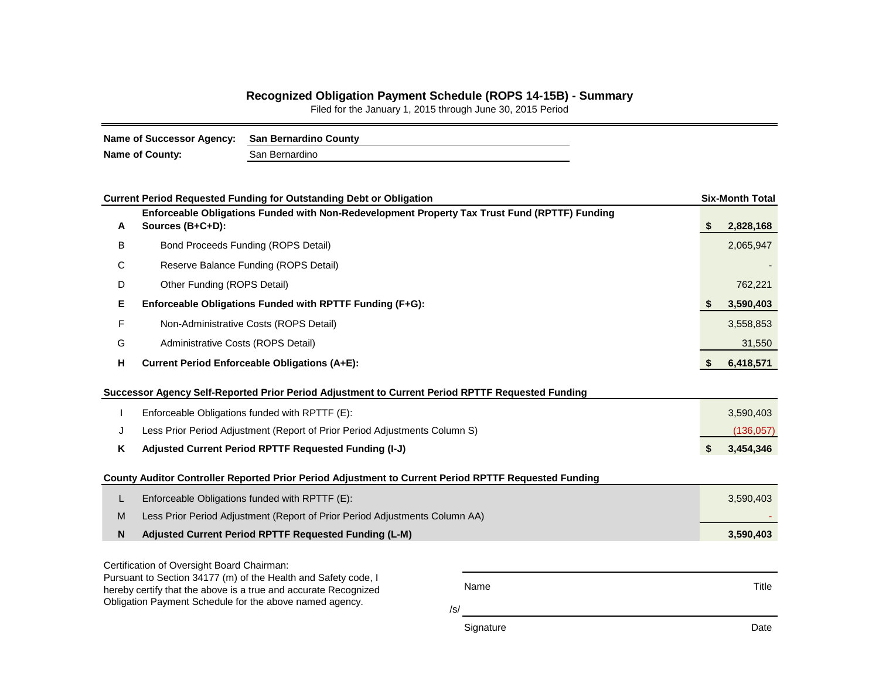## Recognized Obligation Payment Schedule (ROPS 14-15B) - Summary

Filed for the January 1, 2015 through June 30, 2015 Period

**Name of Successor Agency:** **San Bernardino County**
**Name of County:** San Bernardino

| | **Current Period Requested Funding for Outstanding Debt or Obligation** | **Six-Month Total** |
|---|---|---|
| **A** | **Enforceable Obligations Funded with Non-Redevelopment Property Tax Trust Fund (RPTTF) Funding Sources (B+C+D):** | **$ 2,828,168** |
| B | Bond Proceeds Funding (ROPS Detail) | 2,065,947 |
| C | Reserve Balance Funding (ROPS Detail) | - |
| D | Other Funding (ROPS Detail) | 762,221 |
| **E** | **Enforceable Obligations Funded with RPTTF Funding (F+G):** | **$ 3,590,403** |
| F | Non-Administrative Costs (ROPS Detail) | 3,558,853 |
| G | Administrative Costs (ROPS Detail) | 31,550 |
| **H** | **Current Period Enforceable Obligations (A+E):** | **$ 6,418,571** |
| | **Successor Agency Self-Reported Prior Period Adjustment to Current Period RPTTF Requested Funding** | |
| I | Enforceable Obligations funded with RPTTF (E): | 3,590,403 |
| J | Less Prior Period Adjustment (Report of Prior Period Adjustments Column S) | (136,057) |
| **K** | **Adjusted Current Period RPTTF Requested Funding (I-J)** | **$ 3,454,346** |
| | **County Auditor Controller Reported Prior Period Adjustment to Current Period RPTTF Requested Funding** | |
| L | Enforceable Obligations funded with RPTTF (E): | 3,590,403 |
| M | Less Prior Period Adjustment (Report of Prior Period Adjustments Column AA) | - |
| **N** | **Adjusted Current Period RPTTF Requested Funding (L-M)** | **3,590,403** |

Certification of Oversight Board Chairman:
Pursuant to Section 34177 (m) of the Health and Safety code, I hereby certify that the above is a true and accurate Recognized Obligation Payment Schedule for the above named agency.

| Name | Title |
|---|---|
| /s/ | |
| Signature | Date |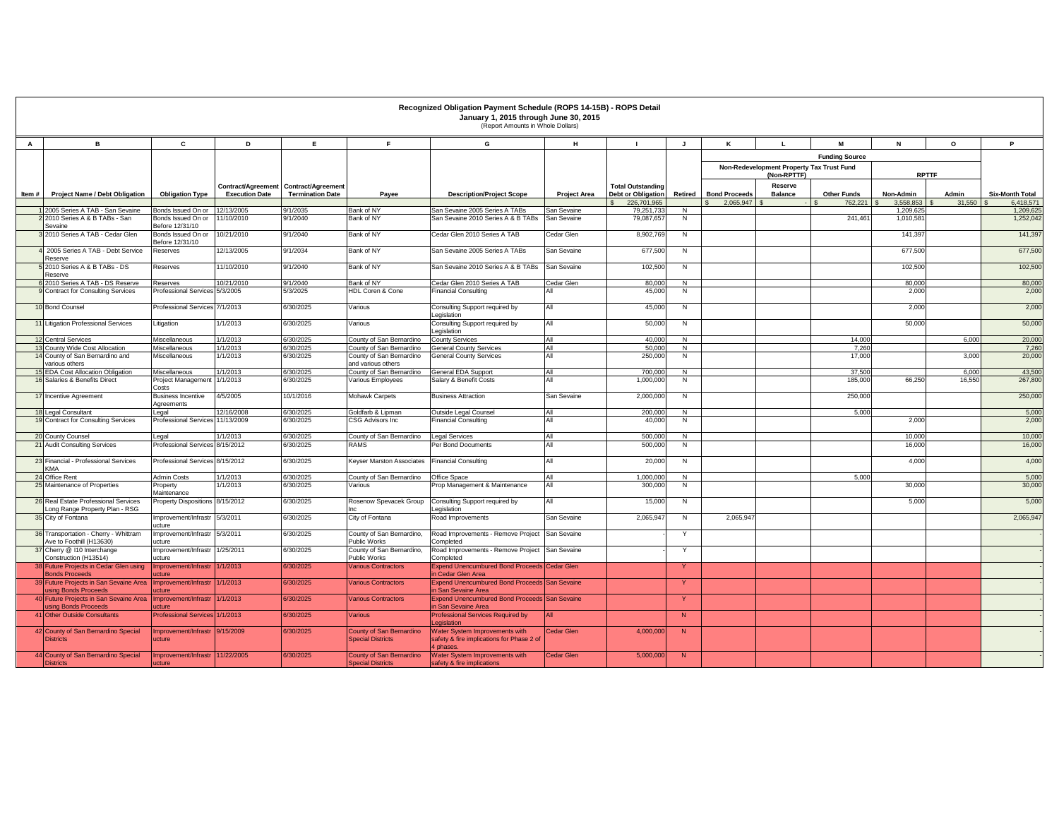# Recognized Obligation Payment Schedule (ROPS 14-15B) - ROPS Detail

**January 1, 2015 through June 30, 2015**

(Report Amounts in Whole Dollars)

| A | B | C | D | E | F | G | H | I | J | K | L | M | N | O | P |
|---|---|---|---|---|---|---|---|---|---|---|---|---|---|---|---|
| | | | | | | | | | | Funding Source | | | | | |
| | | | | | | | | | | Non-Redevelopment Property Tax Trust Fund (Non-RPTTF) | | | RPTTF | | |
| Item # | Project Name / Debt Obligation | Obligation Type | Contract/Agreement Execution Date | Contract/Agreement Termination Date | Payee | Description/Project Scope | Project Area | Total Outstanding Debt or Obligation | Retired | Bond Proceeds | Reserve Balance | Other Funds | Non-Admin | Admin | Six-Month Total |
| | | | | | | | | $ 226,701,965 | | $ 2,065,947 | $ - | $ 762,221 | $ 3,558,853 | $ 31,550 | $ 6,418,571 |
| 1 | 2005 Series A TAB - San Sevaine | Bonds Issued On or | 12/13/2005 | 9/1/2035 | Bank of NY | San Sevaine 2005 Series A TABs | San Sevaine | 79,251,733 | N | | | | 1,209,625 | | 1,209,625 |
| 2 | 2010 Series A & B TABs - San Sevaine | Bonds Issued On or Before 12/31/10 | 11/10/2010 | 9/1/2040 | Bank of NY | San Sevaine 2010 Series A & B TABs | San Sevaine | 79,087,657 | N | | | 241,461 | 1,010,581 | | 1,252,042 |
| 3 | 2010 Series A TAB - Cedar Glen | Bonds Issued On or Before 12/31/10 | 10/21/2010 | 9/1/2040 | Bank of NY | Cedar Glen 2010 Series A TAB | Cedar Glen | 8,902,769 | N | | | | 141,397 | | 141,397 |
| 4 | 2005 Series A TAB - Debt Service Reserve | Reserves | 12/13/2005 | 9/1/2034 | Bank of NY | San Sevaine 2005 Series A TABs | San Sevaine | 677,500 | N | | | | 677,500 | | 677,500 |
| 5 | 2010 Series A & B TABs - DS Reserve | Reserves | 11/10/2010 | 9/1/2040 | Bank of NY | San Sevaine 2010 Series A & B TABs | San Sevaine | 102,500 | N | | | | 102,500 | | 102,500 |
| 6 | 2010 Series A TAB - DS Reserve | Reserves | 10/21/2010 | 9/1/2040 | Bank of NY | Cedar Glen 2010 Series A TAB | Cedar Glen | 80,000 | N | | | | 80,000 | | 80,000 |
| 9 | Contract for Consulting Services | Professional Services | 5/3/2005 | 5/3/2025 | HDL Coren & Cone | Financial Consulting | All | 45,000 | N | | | | 2,000 | | 2,000 |
| 10 | Bond Counsel | Professional Services | 7/1/2013 | 6/30/2025 | Various | Consulting Support required by Legislation | All | 45,000 | N | | | | 2,000 | | 2,000 |
| 11 | Litigation Professional Services | Litigation | 1/1/2013 | 6/30/2025 | Various | Consulting Support required by Legislation | All | 50,000 | N | | | | 50,000 | | 50,000 |
| 12 | Central Services | Miscellaneous | 1/1/2013 | 6/30/2025 | County of San Bernardino | County Services | All | 40,000 | N | | | 14,000 | | 6,000 | 20,000 |
| 13 | County Wide Cost Allocation | Miscellaneous | 1/1/2013 | 6/30/2025 | County of San Bernardino | General County Services | All | 50,000 | N | | | 7,260 | | | 7,260 |
| 14 | County of San Bernardino and various others | Miscellaneous | 1/1/2013 | 6/30/2025 | County of San Bernardino and various others | General County Services | All | 250,000 | N | | | 17,000 | | 3,000 | 20,000 |
| 15 | EDA Cost Allocation Obligation | Miscellaneous | 1/1/2013 | 6/30/2025 | County of San Bernardino | General EDA Support | All | 700,000 | N | | | 37,500 | | 6,000 | 43,500 |
| 16 | Salaries & Benefits Direct | Project Management Costs | 1/1/2013 | 6/30/2025 | Various Employees | Salary & Benefit Costs | All | 1,000,000 | N | | | 185,000 | 66,250 | 16,550 | 267,800 |
| 17 | Incentive Agreement | Business Incentive Agreements | 4/5/2005 | 10/1/2016 | Mohawk Carpets | Business Attraction | San Sevaine | 2,000,000 | N | | | 250,000 | | | 250,000 |
| 18 | Legal Consultant | Legal | 12/16/2008 | 6/30/2025 | Goldfarb & Lipman | Outside Legal Counsel | All | 200,000 | N | | | 5,000 | | | 5,000 |
| 19 | Contract for Consulting Services | Professional Services | 11/13/2009 | 6/30/2025 | CSG Advisors Inc | Financial Consulting | All | 40,000 | N | | | | 2,000 | | 2,000 |
| 20 | County Counsel | Legal | 1/1/2013 | 6/30/2025 | County of San Bernardino | Legal Services | All | 500,000 | N | | | | 10,000 | | 10,000 |
| 21 | Audit Consulting Services | Professional Services | 8/15/2012 | 6/30/2025 | RAMS | Per Bond Documents | All | 500,000 | N | | | | 16,000 | | 16,000 |
| 23 | Financial - Professional Services KMA | Professional Services | 8/15/2012 | 6/30/2025 | Keyser Marston Associates | Financial Consulting | All | 20,000 | N | | | | 4,000 | | 4,000 |
| 24 | Office Rent | Admin Costs | 1/1/2013 | 6/30/2025 | County of San Bernardino | Office Space | All | 1,000,000 | N | | | 5,000 | | | 5,000 |
| 25 | Maintenance of Properties | Property Maintenance | 1/1/2013 | 6/30/2025 | Various | Prop Management & Maintenance | All | 300,000 | N | | | | 30,000 | | 30,000 |
| 26 | Real Estate Professional Services Long Range Property Plan - RSG | Property Dispositions | 8/15/2012 | 6/30/2025 | Rosenow Spevacek Group Inc | Consulting Support required by Legislation | All | 15,000 | N | | | | 5,000 | | 5,000 |
| 35 | City of Fontana | Improvement/Infrastructure | 5/3/2011 | 6/30/2025 | City of Fontana | Road Improvements | San Sevaine | 2,065,947 | N | 2,065,947 | | | | | 2,065,947 |
| 36 | Transportation - Cherry - Whittram Ave to Foothill (H13630) | Improvement/Infrastructure | 5/3/2011 | 6/30/2025 | County of San Bernardino, Public Works | Road Improvements - Remove Project Completed | San Sevaine | - | Y | | | | | | - |
| 37 | Cherry @ I10 Interchange Construction (H13514) | Improvement/Infrastructure | 1/25/2011 | 6/30/2025 | County of San Bernardino, Public Works | Road Improvements - Remove Project Completed | San Sevaine | - | Y | | | | | | - |
| 38 | Future Projects in Cedar Glen using Bonds Proceeds | Improvement/Infrastructure | 1/1/2013 | 6/30/2025 | Various Contractors | Expend Unencumbured Bond Proceeds in Cedar Glen Area | Cedar Glen | | Y | | | | | | - |
| 39 | Future Projects in San Sevaine Area using Bonds Proceeds | Improvement/Infrastructure | 1/1/2013 | 6/30/2025 | Various Contractors | Expend Unencumbured Bond Proceeds in San Sevaine Area | San Sevaine | | Y | | | | | | - |
| 40 | Future Projects in San Sevaine Area using Bonds Proceeds | Improvement/Infrastructure | 1/1/2013 | 6/30/2025 | Various Contractors | Expend Unencumbured Bond Proceeds in San Sevaine Area | San Sevaine | | Y | | | | | | - |
| 41 | Other Outside Consultants | Professional Services | 1/1/2013 | 6/30/2025 | Various | Professional Services Required by Legislation | All | | N | | | | | | - |
| 42 | County of San Bernardino Special Districts | Improvement/Infrastructure | 9/15/2009 | 6/30/2025 | County of San Bernardino Special Districts | Water System Improvements with safety & fire implications for Phase 2 of 4 phases. | Cedar Glen | 4,000,000 | N | | | | | | - |
| 44 | County of San Bernardino Special Districts | Improvement/Infrastructure | 11/22/2005 | 6/30/2025 | County of San Bernardino Special Districts | Water System Improvements with safety & fire implications | Cedar Glen | 5,000,000 | N | | | | | | - |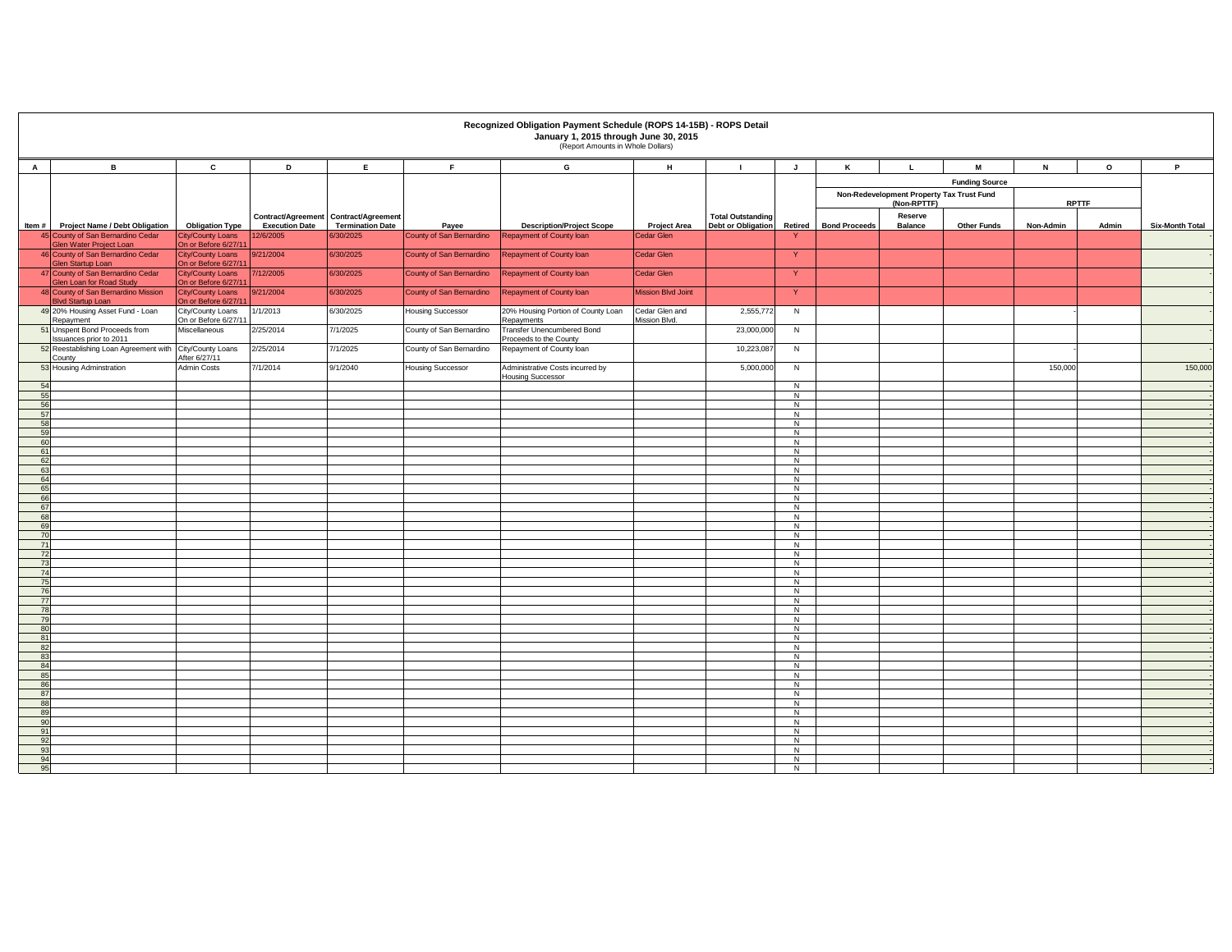**Recognized Obligation Payment Schedule (ROPS 14-15B) - ROPS Detail**
**January 1, 2015 through June 30, 2015**
(Report Amounts in Whole Dollars)

| A | B | C | D | E | F | G | H | I | J | K | L | M | N | O | P |
|---|---|---|---|---|---|---|---|---|---|---|---|---|---|---|---|
| | | | | | | | | | | Funding Source | | | | | |
| | | | | | | | | | | Non-Redevelopment Property Tax Trust Fund (Non-RPTTF) | | | RPTTF | | |
| Item # | Project Name / Debt Obligation | Obligation Type | Contract/Agreement Execution Date | Contract/Agreement Termination Date | Payee | Description/Project Scope | Project Area | Total Outstanding Debt or Obligation | Retired | Bond Proceeds | Reserve Balance | Other Funds | Non-Admin | Admin | Six-Month Total |
| 45 | County of San Bernardino Cedar Glen Water Project Loan | City/County Loans On or Before 6/27/11 | 12/6/2005 | 6/30/2025 | County of San Bernardino | Repayment of County loan | Cedar Glen | | Y | | | | | | - |
| 46 | County of San Bernardino Cedar Glen Startup Loan | City/County Loans On or Before 6/27/11 | 9/21/2004 | 6/30/2025 | County of San Bernardino | Repayment of County loan | Cedar Glen | | Y | | | | | | - |
| 47 | County of San Bernardino Cedar Glen Loan for Road Study | City/County Loans On or Before 6/27/11 | 7/12/2005 | 6/30/2025 | County of San Bernardino | Repayment of County loan | Cedar Glen | | Y | | | | | | - |
| 48 | County of San Bernardino Mission Blvd Startup Loan | City/County Loans On or Before 6/27/11 | 9/21/2004 | 6/30/2025 | County of San Bernardino | Repayment of County loan | Mission Blvd Joint | | Y | | | | | | - |
| 49 | 20% Housing Asset Fund - Loan Repayment | City/County Loans On or Before 6/27/11 | 1/1/2013 | 6/30/2025 | Housing Successor | 20% Housing Portion of County Loan Repayments | Cedar Glen and Mission Blvd. | 2,555,772 | N | | | | - | | - |
| 51 | Unspent Bond Proceeds from Issuances prior to 2011 | Miscellaneous | 2/25/2014 | 7/1/2025 | County of San Bernardino | Transfer Unencumbered Bond Proceeds to the County | | 23,000,000 | N | | | | | | - |
| 52 | Reestablishing Loan Agreement with County | City/County Loans After 6/27/11 | 2/25/2014 | 7/1/2025 | County of San Bernardino | Repayment of County loan | | 10,223,087 | N | | | | - | | - |
| 53 | Housing Adminstration | Admin Costs | 7/1/2014 | 9/1/2040 | Housing Successor | Administrative Costs incurred by Housing Successor | | 5,000,000 | N | | | | 150,000 | | 150,000 |
| 54 | | | | | | | | | N | | | | | | - |
| 55 | | | | | | | | | N | | | | | | - |
| 56 | | | | | | | | | N | | | | | | - |
| 57 | | | | | | | | | N | | | | | | - |
| 58 | | | | | | | | | N | | | | | | - |
| 59 | | | | | | | | | N | | | | | | - |
| 60 | | | | | | | | | N | | | | | | - |
| 61 | | | | | | | | | N | | | | | | - |
| 62 | | | | | | | | | N | | | | | | - |
| 63 | | | | | | | | | N | | | | | | - |
| 64 | | | | | | | | | N | | | | | | - |
| 65 | | | | | | | | | N | | | | | | - |
| 66 | | | | | | | | | N | | | | | | - |
| 67 | | | | | | | | | N | | | | | | - |
| 68 | | | | | | | | | N | | | | | | - |
| 69 | | | | | | | | | N | | | | | | - |
| 70 | | | | | | | | | N | | | | | | - |
| 71 | | | | | | | | | N | | | | | | - |
| 72 | | | | | | | | | N | | | | | | - |
| 73 | | | | | | | | | N | | | | | | - |
| 74 | | | | | | | | | N | | | | | | - |
| 75 | | | | | | | | | N | | | | | | - |
| 76 | | | | | | | | | N | | | | | | - |
| 77 | | | | | | | | | N | | | | | | - |
| 78 | | | | | | | | | N | | | | | | - |
| 79 | | | | | | | | | N | | | | | | - |
| 80 | | | | | | | | | N | | | | | | - |
| 81 | | | | | | | | | N | | | | | | - |
| 82 | | | | | | | | | N | | | | | | - |
| 83 | | | | | | | | | N | | | | | | - |
| 84 | | | | | | | | | N | | | | | | - |
| 85 | | | | | | | | | N | | | | | | - |
| 86 | | | | | | | | | N | | | | | | - |
| 87 | | | | | | | | | N | | | | | | - |
| 88 | | | | | | | | | N | | | | | | - |
| 89 | | | | | | | | | N | | | | | | - |
| 90 | | | | | | | | | N | | | | | | - |
| 91 | | | | | | | | | N | | | | | | - |
| 92 | | | | | | | | | N | | | | | | - |
| 93 | | | | | | | | | N | | | | | | - |
| 94 | | | | | | | | | N | | | | | | - |
| 95 | | | | | | | | | N | | | | | | - |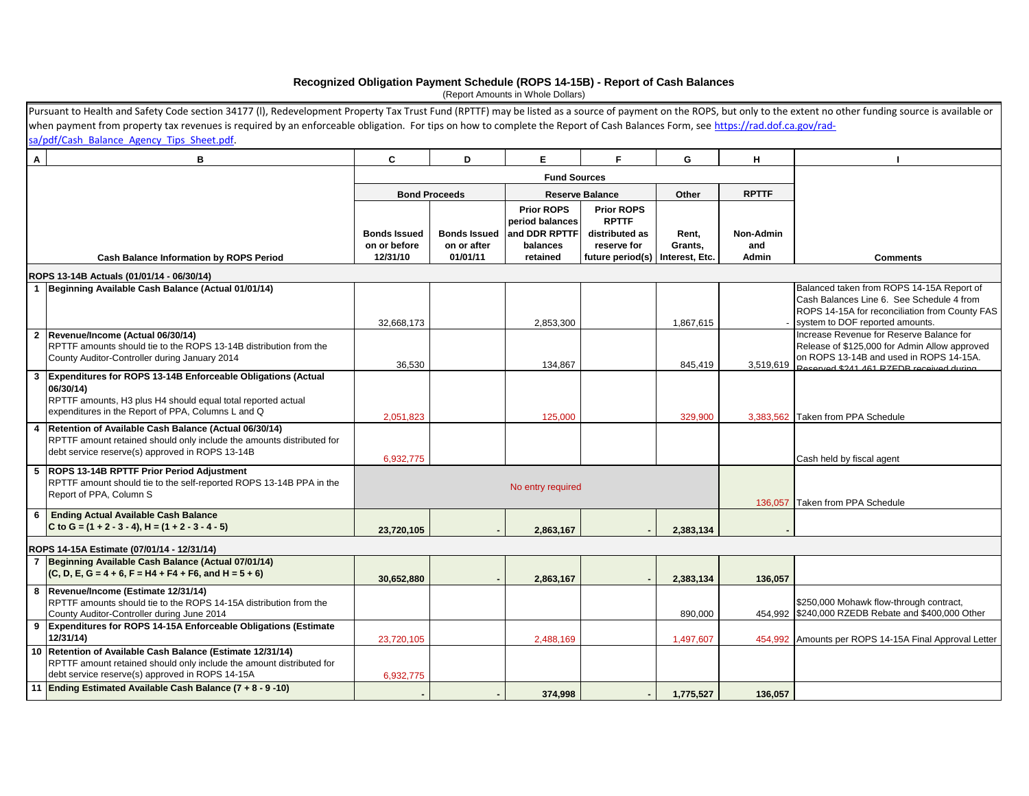# Recognized Obligation Payment Schedule (ROPS 14-15B) - Report of Cash Balances

(Report Amounts in Whole Dollars)

Pursuant to Health and Safety Code section 34177 (l), Redevelopment Property Tax Trust Fund (RPTTF) may be listed as a source of payment on the ROPS, but only to the extent no other funding source is available or when payment from property tax revenues is required by an enforceable obligation. For tips on how to complete the Report of Cash Balances Form, see https://rad.dof.ca.gov/rad-sa/pdf/Cash_Balance_Agency_Tips_Sheet.pdf.

| A | B | C | D | E | F | G | H | I |
|---|---|---|---|---|---|---|---|---|
| | | Fund Sources | | | | | | |
| | | Bond Proceeds | | Reserve Balance | | Other | RPTTF | |
| | Cash Balance Information by ROPS Period | Bonds Issued on or before 12/31/10 | Bonds Issued on or after 01/01/11 | Prior ROPS period balances and DDR RPTTF balances retained | Prior ROPS RPTTF distributed as reserve for future period(s) | Rent, Grants, Interest, Etc. | Non-Admin and Admin | Comments |
| | **ROPS 13-14B Actuals (01/01/14 - 06/30/14)** | | | | | | | |
| 1 | **Beginning Available Cash Balance (Actual 01/01/14)** | 32,668,173 | | 2,853,300 | | 1,867,615 | - | Balanced taken from ROPS 14-15A Report of Cash Balances Line 6. See Schedule 4 from ROPS 14-15A for reconciliation from County FAS system to DOF reported amounts. |
| 2 | **Revenue/Income (Actual 06/30/14)** RPTTF amounts should tie to the ROPS 13-14B distribution from the County Auditor-Controller during January 2014 | 36,530 | | 134,867 | | 845,419 | 3,519,619 | Increase Revenue for Reserve Balance for Release of $125,000 for Admin Allow approved on ROPS 13-14B and used in ROPS 14-15A. Reserved $241,461 RZEDB received during |
| 3 | **Expenditures for ROPS 13-14B Enforceable Obligations (Actual 06/30/14)** RPTTF amounts, H3 plus H4 should equal total reported actual expenditures in the Report of PPA, Columns L and Q | 2,051,823 | | 125,000 | | 329,900 | 3,383,562 | Taken from PPA Schedule |
| 4 | **Retention of Available Cash Balance (Actual 06/30/14)** RPTTF amount retained should only include the amounts distributed for debt service reserve(s) approved in ROPS 13-14B | 6,932,775 | | | | | | Cash held by fiscal agent |
| 5 | **ROPS 13-14B RPTTF Prior Period Adjustment** RPTTF amount should tie to the self-reported ROPS 13-14B PPA in the Report of PPA, Column S | No entry required | | | | | 136,057 | Taken from PPA Schedule |
| 6 | **Ending Actual Available Cash Balance** **C to G = (1 + 2 - 3 - 4), H = (1 + 2 - 3 - 4 - 5)** | **23,720,105** | **-** | **2,863,167** | **-** | **2,383,134** | **-** | |
| | **ROPS 14-15A Estimate (07/01/14 - 12/31/14)** | | | | | | | |
| 7 | **Beginning Available Cash Balance (Actual 07/01/14)** **(C, D, E, G = 4 + 6, F = H4 + F4 + F6, and H = 5 + 6)** | **30,652,880** | **-** | **2,863,167** | **-** | **2,383,134** | **136,057** | |
| 8 | **Revenue/Income (Estimate 12/31/14)** RPTTF amounts should tie to the ROPS 14-15A distribution from the County Auditor-Controller during June 2014 | | | | | 890,000 | 454,992 | $250,000 Mohawk flow-through contract, $240,000 RZEDB Rebate and $400,000 Other |
| 9 | **Expenditures for ROPS 14-15A Enforceable Obligations (Estimate 12/31/14)** | 23,720,105 | | 2,488,169 | | 1,497,607 | 454,992 | Amounts per ROPS 14-15A Final Approval Letter |
| 10 | **Retention of Available Cash Balance (Estimate 12/31/14)** RPTTF amount retained should only include the amount distributed for debt service reserve(s) approved in ROPS 14-15A | 6,932,775 | | | | | | |
| 11 | **Ending Estimated Available Cash Balance (7 + 8 - 9 -10)** | **-** | **-** | **374,998** | **-** | **1,775,527** | **136,057** | |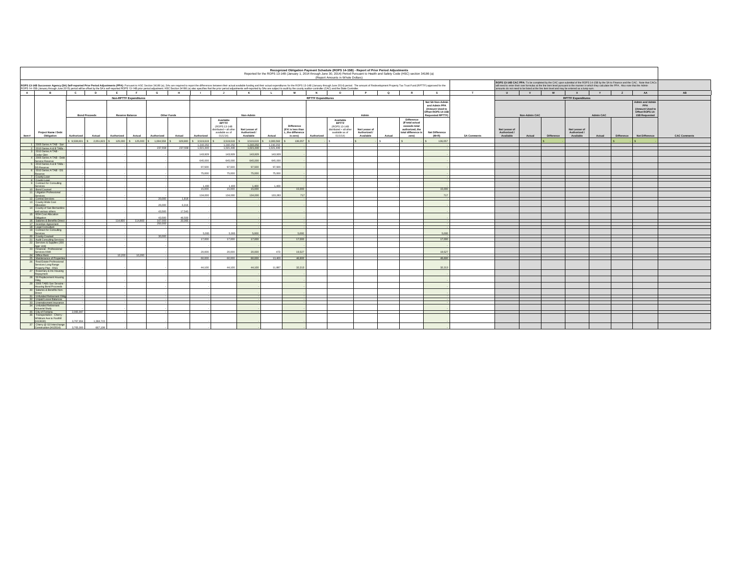# Recognized Obligation Payment Schedule (ROPS 14-15B) - Report of Prior Period Adjustments

Reported for the ROPS 13-14B (January 1, 2014 through June 30, 2014) Period Pursuant to Health and Safety Code (HSC) section 34186 (a)

(Report Amounts in Whole Dollars)

**ROPS 13-14B Successor Agency (SA) Self-reported Prior Period Adjustments (PPA):** Pursuant to HSC Section 34186 (a), SAs are required to report the differences between their actual available funding and their actual expenditures for the ROPS 13-14B (January through June 2014) period. The amount of Redevelopment Property Tax Trust Fund (RPTTF) approved for the ROPS 14-15B (January through June 2015) period will be offset by the SA's self-reported ROPS 13-14B prior period adjustment. HSC Section 34186 (a) also specifies that the prior period adjustments self-reported by SAs are subject to audit by the county auditor-controller (CAC) and the State Controller.

**ROPS 13-14B CAC PPA:** To be completed by the CAC upon submittal of the ROPS 14-15B by the SA to Finance and the CAC. Note that CACs will need to enter their own formulas at the line item level pursuant to the manner in which they calculate the PPA. Also note that the Admin amounts do not need to be listed at the line item level and may be entered as a lump sum.

| A | B | C | D | E | F | G | H | I | J | K | L | M | N | O | P | Q | R | S | T | U | V | W | X | Y | Z | AA | AB |
|---|---|---|---|---|---|---|---|---|---|---|---|---|---|---|---|---|---|---|---|---|---|---|---|---|---|---|---|
| | | Non-RPTTF Expenditures | | | | | | RPTTF Expenditures | | | | | | | | | | | | RPTTF Expenditures | | | | | | | |
| | | Bond Proceeds | | Reserve Balance | | Other Funds | | Non-Admin | | | | | Admin | | | | | Net SA Non-Admin and Admin PPA (Amount Used to Offset ROPS 14-15B Requested RPTTF) | | Non-Admin CAC | | | Admin CAC | | | Admin and Admin PPA (Amount Used to Offset ROPS 14-15B Requested | |
| Item # | Project Name / Debt Obligation | Authorized | Actual | Authorized | Actual | Authorized | Actual | Authorized | Available RPTTF (ROPS 13-14B distributed + all other available as of 01/1/14) | Net Lesser of Authorized / Available | Actual | Difference (If K is less than L, the difference is zero) | Authorized | Available RPTTF (ROPS 13-14B distributed + all other available as of 01/1/14) | Net Lesser of Authorized / Available | Actual | Difference (If total actual exceeds total authorized, the total difference is zero) | Net Difference (M+R) | SA Comments | Net Lesser of Authorized / Available | Actual | Difference | Net Lesser of Authorized / Available | Actual | Difference | Net Difference | CAC Comments |
| | | $ 9,538,601 | $ 2,051,823 | $ 125,000 | $ 125,000 | $ 1,084,558 | $ 329,900 | $ 3,519,619 | $ 3,519,619 | $ 3,519,619 | $ 3,383,562 | $ 136,057 | $ - | $ - | $ - | $ - | $ - | $ 136,057 | | | | $ - | | | $ - | $ - | |
| 1 | 2005 Series A TAB - San | - | | - | | 237,558 | 237,558 | 1,240,250 | 1,240,250 | 1,240,250 | 1,240,250 | - | | | | | | - | | | | | | | | | |
| 2 | 2010 Series A & B TABs - | - | | - | | | | 1,021,440 | 1,021,440 | 1,021,440 | 1,021,440 | - | | | | | | - | | | | | | | | | |
| 3 | 2010 Series A TAB - Cedar Glen | - | | - | | - | | 143,929 | 143,929 | 143,929 | 143,929 | - | | | | | | - | | | | | | | | | |
| 4 | 2005 Series A TAB - Debt Service Reserve | - | | - | | - | | 645,000 | 645,000 | 645,000 | 645,000 | - | | | | | | - | | | | | | | | | |
| 5 | 2010 Series A & B TABs - DS Reserve | - | | - | | - | | 97,500 | 97,500 | 97,500 | 97,500 | - | | | | | | - | | | | | | | | | |
| 6 | 2010 Series A TAB - DS Reserve | - | | - | | - | | 75,000 | 75,000 | 75,000 | 75,000 | - | | | | | | - | | | | | | | | | |
| 7 | County Loan | - | | - | | - | | - | | - | | - | | | | | | - | | | | | | | | | |
| 8 | County Loan | - | | - | | - | | - | | - | | - | | | | | | - | | | | | | | | | |
| 9 | Contract for Consulting Services | - | | - | | - | | 1,400 | 1,400 | 1,400 | 1,400 | - | | | | | | - | | | | | | | | | |
| 10 | Bond Counsel | - | | - | | - | | 15,000 | 15,000 | 15,000 | | 15,000 | | | | | | 15,000 | | | | | | | | | |
| 11 | Litigation Professional Services | - | | - | | - | | 134,000 | 134,000 | 134,000 | 133,283 | 717 | | | | | | 717 | | | | | | | | | |
| 12 | Central Services | - | | - | | 20,000 | 1,918 | - | | - | | - | | | | | | - | | | | | | | | | |
| 13 | County Wide Cost Allocation | - | | - | | 26,000 | 6,319 | - | | - | | - | | | | | | - | | | | | | | | | |
| 14 | County of San Bernardino and various others | - | | - | | 43,500 | 17,543 | - | | - | | - | | | | | | - | | | | | | | | | |
| 15 | EDA Cost Allocation Obligation | - | | - | | 43,500 | 46,500 | - | | - | | - | | | | | | - | | | | | | | | | |
| 16 | Salaries & Benefits Direct | - | | 114,800 | 114,800 | 167,000 | 20,065 | - | | - | | - | | | | | | - | | | | | | | | | |
| 17 | Incentive Agreement | - | | - | | 250,000 | | - | | - | | - | | | | | | - | | | | | | | | | |
| 18 | Legal Consultant | - | | - | | - | | - | | - | | - | | | | | | - | | | | | | | | | |
| 19 | Contract for Consulting Services | - | | - | | - | | 5,000 | 5,000 | 5,000 | | 5,000 | | | | | | 5,000 | | | | | | | | | |
| 20 | County Counsel | - | | - | | 30,000 | | - | | - | | - | | | | | | - | | | | | | | | | |
| 21 | Audit Consulting Services | - | | - | | - | | 17,000 | 17,000 | 17,000 | | 17,000 | | | | | | 17,000 | | | | | | | | | |
| 22 | Services & Supplies (200 Appr. Unit) | - | | - | | - | | - | | - | | - | | | | | | - | | | | | | | | | |
| 23 | Financial - Professional Services KMA | - | | - | | - | | 20,000 | 20,000 | 20,000 | 473 | 19,527 | | | | | | 19,527 | | | | | | | | | |
| 24 | Office Rent | - | | 10,200 | 10,200 | - | | - | | - | | - | | | | | | - | | | | | | | | | |
| 25 | Maintenance of Properties | - | | - | | - | | 60,000 | 60,000 | 60,000 | 13,400 | 46,600 | | | | | | 46,600 | | | | | | | | | |
| 26 | Real Estate Professional Services Long Range Property Plan - RSG | - | | - | | - | | 44,100 | 44,100 | 44,100 | 11,887 | 32,213 | | | | | | 32,213 | | | | | | | | | |
| 27 | Rosemary & Iris Housing Repayment | - | | - | | - | | - | | - | | - | | | | | | - | | | | | | | | | |
| 28 | SB Replacement Housing Oblig. | - | | - | | - | | - | | - | | - | | | | | | - | | | | | | | | | |
| 29 | 2005 TABS San Sevaine - Housing Bond Proceeds | - | | - | | - | | - | | - | | - | | | | | | - | | | | | | | | | |
| 30 | Salaries & Benefits Non-Direct | - | | - | | - | | - | | - | | - | | | | | | - | | | | | | | | | |
| 31 | Unfunded Retirement Oblig | - | | - | | - | | - | | - | | - | | | | | | - | | | | | | | | | |
| 32 | Unpaid Leave Balances | - | | - | | - | | - | | - | | - | | | | | | - | | | | | | | | | |
| 33 | Unemployment Insurance | - | | - | | - | | - | | - | | - | | | | | | - | | | | | | | | | |
| 34 | Unfunded Retirement Actuarial Study | - | | - | | - | | - | | - | | - | | | | | | - | | | | | | | | | |
| 35 | City of Fontana | 2,065,947 | | - | | - | | - | | - | | - | | | | | | - | | | | | | | | | |
| 36 | Transportation - Cherry - Whittram Ave to Foothill (H13030) | 3,767,654 | 1,384,715 | - | | - | | - | | - | | - | | | | | | - | | | | | | | | | |
| 37 | Cherry @ I10 Interchange Construction (H13514) | 3,705,000 | 667,108 | - | | - | | - | | - | | - | | | | | | - | | | | | | | | | |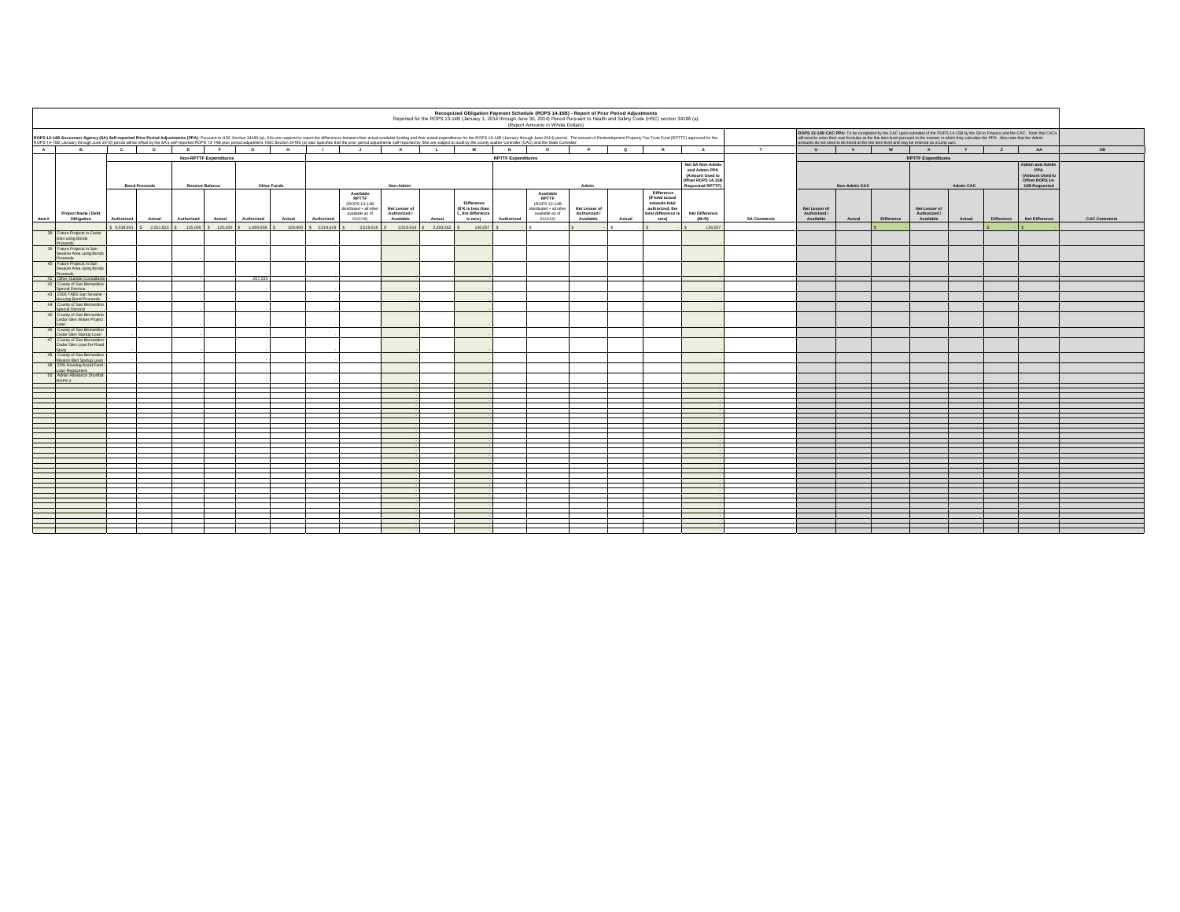**Recognized Obligation Payment Schedule (ROPS 14-15B) - Report of Prior Period Adjustments**
Reported for the ROPS 13-14B (January 1, 2014 through June 30, 2014) Period Pursuant to Health and Safety Code (HSC) section 34186 (a)
(Report Amounts in Whole Dollars)

**ROPS 13-14B Successor Agency (SA) Self-reported Prior Period Adjustments (PPA):** Pursuant to HSC Section 34186 (a), SAs are required to report the differences between their actual available funding and their actual expenditures for the ROPS 13-14B (January through June 2014) period. The amount of Redevelopment Property Tax Trust Fund (RPTTF) approved for the ROPS 14-15B (January through June 2015) period will be offset by the SA's self-reported ROPS 13-14B prior period adjustment. HSC Section 34186 (a) also specifies that the prior period adjustments self-reported by SAs are subject to audit by the county auditor-controller (CAC) and the State Controller.

**ROPS 13-14B CAC PPA:** To be completed by the CAC upon submittal of the ROPS 14-15B by the SA to Finance and the CAC. Note that CACs will need to enter their own formulas at the line item level pursuant to the manner in which they calculate the PPA. Also note that the Admin amounts do not need to be listed at the line item level and may be entered as a lump sum.

| A | B | C | D | E | F | G | H | I | J | K | L | M | N | O | P | Q | R | S | T | U | V | W | X | Y | Z | AA | AB |
|---|---|---|---|---|---|---|---|---|---|---|---|---|---|---|---|---|---|---|---|---|---|---|---|---|---|---|---|
| | | Non-RPTTF Expenditures | | | | | | RPTTF Expenditures | | | | | | | | | | | | RPTTF Expenditures | | | | | | | |
| | | Bond Proceeds | | Reserve Balance | | Other Funds | | Non-Admin | | | | | Admin | | | | | Net SA Non-Admin and Admin PPA (Amount Used to Offset ROPS 14-15B Requested RPTTF) | | Non-Admin CAC | | | Admin CAC | | | Admin and Admin PPA (Amount Used to Offset ROPS 14-15B Requested | |
| Item # | Project Name / Debt Obligation | Authorized | Actual | Authorized | Actual | Authorized | Actual | Authorized | Available RPTTF (ROPS 13-14B distributed + all other available as of 01/1/14) | Net Lesser of Authorized / Available | Actual | Difference (If K is less than L, the difference is zero) | Authorized | Available RPTTF (ROPS 13-14B distributed + all other available as of 01/1/14) | Net Lesser of Authorized / Available | Actual | Difference (If total actual exceeds total authorized, the total difference is zero) | Net Difference (M+R) | SA Comments | Net Lesser of Authorized / Available | Actual | Difference | Net Lesser of Authorized / Available | Actual | Difference | Net Difference | CAC Comments |
| | | $ 9,538,601 | $ 2,051,823 | $ 125,000 | $ 125,000 | $ 1,084,558 | $ 329,900 | $ 3,519,619 | $ 3,519,619 | $ 3,519,619 | $ 3,383,562 | $ 136,057 | $ - | $ - | $ - | $ - | $ - | $ 136,057 | | | | $ - | | | $ - | $ - | |
| 38 | Future Projects in Cedar Glen using Bonds Proceeds | - | | - | | - | | - | | - | | - | | | | | | - | | | | | | | | | |
| 39 | Future Projects in San Sevaine Area using Bonds Proceeds | - | | - | | - | | - | | - | | - | | | | | | - | | | | | | | | | |
| 40 | Future Projects in San Sevaine Area using Bonds Proceeds | - | | - | | - | | - | | - | | - | | | | | | - | | | | | | | | | |
| 41 | Other Outside Consultants | - | | - | | 267,000 | | - | | - | | - | | | | | | - | | | | | | | | | |
| 42 | County of San Bernardino Special Districts | - | | - | | - | | - | | - | | - | | | | | | - | | | | | | | | | |
| 43 | 2005 TABS San Sevaine Housing Bond Proceeds | - | | - | | - | | - | | - | | - | | | | | | - | | | | | | | | | |
| 44 | County of San Bernardino Special Districts | - | | - | | - | | - | | - | | - | | | | | | - | | | | | | | | | |
| 45 | County of San Bernardino Cedar Glen Water Project Loan | - | | - | | - | | - | | - | | - | | | | | | - | | | | | | | | | |
| 46 | County of San Bernardino Cedar Glen Startup Loan | - | | - | | - | | - | | - | | - | | | | | | - | | | | | | | | | |
| 47 | County of San Bernardino Cedar Glen Loan for Road Study | - | | - | | - | | - | | - | | - | | | | | | - | | | | | | | | | |
| 48 | County of San Bernardino Mission Blvd Startup Loan | - | | - | | - | | - | | - | | - | | | | | | - | | | | | | | | | |
| 49 | 20% Housing Asset Fund - Loan Repayment | - | | - | | - | | - | | - | | - | | | | | | - | | | | | | | | | |
| 50 | Admin Allowance Shortfall ROPS 3 | - | | - | | - | | - | | - | | - | | | | | | - | | | | | | | | | |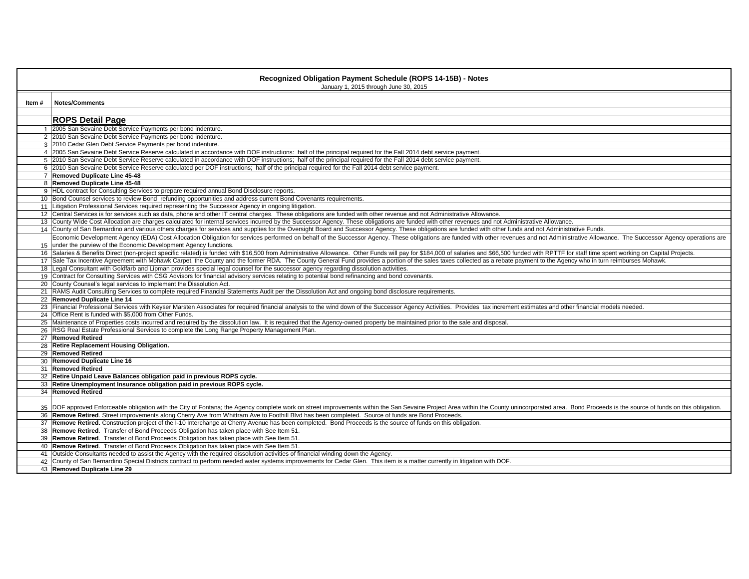**Recognized Obligation Payment Schedule (ROPS 14-15B) - Notes**

January 1, 2015 through June 30, 2015

| Item # | Notes/Comments |
|---|---|
| | **ROPS Detail Page** |
| 1 | 2005 San Sevaine Debt Service Payments per bond indenture. |
| 2 | 2010 San Sevaine Debt Service Payments per bond indenture. |
| 3 | 2010 Cedar Glen Debt Service Payments per bond indenture. |
| 4 | 2005 San Sevaine Debt Service Reserve calculated in accordance with DOF instructions: half of the principal required for the Fall 2014 debt service payment. |
| 5 | 2010 San Sevaine Debt Service Reserve calculated in accordance with DOF instructions; half of the principal required for the Fall 2014 debt service payment. |
| 6 | 2010 San Sevaine Debt Service Reserve calculated per DOF instructions; half of the principal required for the Fall 2014 debt service payment. |
| 7 | **Removed Duplicate Line 45-48** |
| 8 | **Removed Duplicate Line 45-48** |
| 9 | HDL contract for Consulting Services to prepare required annual Bond Disclosure reports. |
| 10 | Bond Counsel services to review Bond refunding opportunities and address current Bond Covenants requirements. |
| 11 | Litigation Professional Services required representing the Successor Agency in ongoing litigation. |
| 12 | Central Services is for services such as data, phone and other IT central charges. These obligations are funded with other revenue and not Administrative Allowance. |
| 13 | County Wide Cost Allocation are charges calculated for internal services incurred by the Successor Agency. These obligations are funded with other revenues and not Administrative Allowance. |
| 14 | County of San Bernardino and various others charges for services and supplies for the Oversight Board and Successor Agency. These obligations are funded with other funds and not Administrative Funds. |
| 15 | Economic Development Agency (EDA) Cost Allocation Obligation for services performed on behalf of the Successor Agency. These obligations are funded with other revenues and not Administrative Allowance. The Successor Agency operations are under the purview of the Economic Development Agency functions. |
| 16 | Salaries & Benefits Direct (non-project specific related) is funded with $16,500 from Administrative Allowance. Other Funds will pay for $184,000 of salaries and $66,500 funded with RPTTF for staff time spent working on Capital Projects. |
| 17 | Sale Tax Incentive Agreement with Mohawk Carpet, the County and the former RDA. The County General Fund provides a portion of the sales taxes collected as a rebate payment to the Agency who in turn reimburses Mohawk. |
| 18 | Legal Consultant with Goldfarb and Lipman provides special legal counsel for the successor agency regarding dissolution activities. |
| 19 | Contract for Consulting Services with CSG Advisors for financial advisory services relating to potential bond refinancing and bond covenants. |
| 20 | County Counsel's legal services to implement the Dissolution Act. |
| 21 | RAMS Audit Consulting Services to complete required Financial Statements Audit per the Dissolution Act and ongoing bond disclosure requirements. |
| 22 | **Removed Duplicate Line 14** |
| 23 | Financial Professional Services with Keyser Marsten Associates for required financial analysis to the wind down of the Successor Agency Activities. Provides tax increment estimates and other financial models needed. |
| 24 | Office Rent is funded with $5,000 from Other Funds. |
| 25 | Maintenance of Properties costs incurred and required by the dissolution law. It is required that the Agency-owned property be maintained prior to the sale and disposal. |
| 26 | RSG Real Estate Professional Services to complete the Long Range Property Management Plan. |
| 27 | **Removed Retired** |
| 28 | **Retire Replacement Housing Obligation.** |
| 29 | **Removed Retired** |
| 30 | **Removed Duplicate Line 16** |
| 31 | **Removed Retired** |
| 32 | **Retire Unpaid Leave Balances obligation paid in previous ROPS cycle.** |
| 33 | **Retire Unemployment Insurance obligation paid in previous ROPS cycle.** |
| 34 | **Removed Retired** |
| 35 | DOF approved Enforceable obligation with the City of Fontana; the Agency complete work on street improvements within the San Sevaine Project Area within the County unincorporated area. Bond Proceeds is the source of funds on this obligation. |
| 36 | **Remove Retired**. Street improvements along Cherry Ave from Whittram Ave to Foothill Blvd has been completed. Source of funds are Bond Proceeds. |
| 37 | **Remove Retired.** Construction project of the I-10 Interchange at Cherry Avenue has been completed. Bond Proceeds is the source of funds on this obligation. |
| 38 | **Remove Retired**. Transfer of Bond Proceeds Obligation has taken place with See Item 51. |
| 39 | **Remove Retired**. Transfer of Bond Proceeds Obligation has taken place with See Item 51. |
| 40 | **Remove Retired**. Transfer of Bond Proceeds Obligation has taken place with See Item 51. |
| 41 | Outside Consultants needed to assist the Agency with the required dissolution activities of financial winding down the Agency. |
| 42 | County of San Bernardino Special Districts contract to perform needed water systems improvements for Cedar Glen. This item is a matter currently in litigation with DOF. |
| 43 | **Removed Duplicate Line 29** |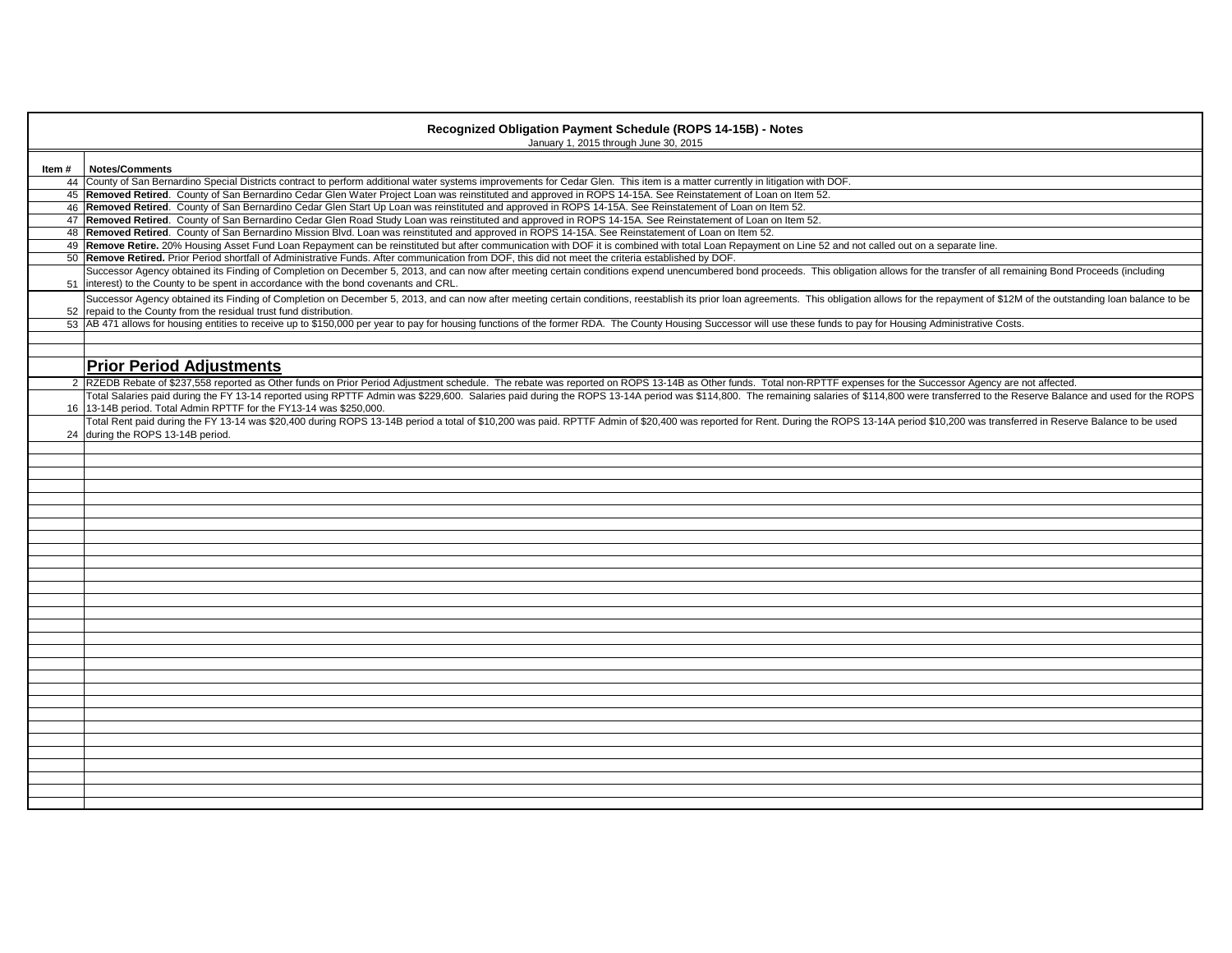**Recognized Obligation Payment Schedule (ROPS 14-15B) - Notes**
January 1, 2015 through June 30, 2015

| Item # | Notes/Comments |
|---|---|
| 44 | County of San Bernardino Special Districts contract to perform additional water systems improvements for Cedar Glen. This item is a matter currently in litigation with DOF. |
| 45 | **Removed Retired**. County of San Bernardino Cedar Glen Water Project Loan was reinstituted and approved in ROPS 14-15A. See Reinstatement of Loan on Item 52. |
| 46 | **Removed Retired**. County of San Bernardino Cedar Glen Start Up Loan was reinstituted and approved in ROPS 14-15A. See Reinstatement of Loan on Item 52. |
| 47 | **Removed Retired**. County of San Bernardino Cedar Glen Road Study Loan was reinstituted and approved in ROPS 14-15A. See Reinstatement of Loan on Item 52. |
| 48 | **Removed Retired**. County of San Bernardino Mission Blvd. Loan was reinstituted and approved in ROPS 14-15A. See Reinstatement of Loan on Item 52. |
| 49 | **Remove Retire.** 20% Housing Asset Fund Loan Repayment can be reinstituted but after communication with DOF it is combined with total Loan Repayment on Line 52 and not called out on a separate line. |
| 50 | **Remove Retired.** Prior Period shortfall of Administrative Funds. After communication from DOF, this did not meet the criteria established by DOF. |
| 51 | Successor Agency obtained its Finding of Completion on December 5, 2013, and can now after meeting certain conditions expend unencumbered bond proceeds. This obligation allows for the transfer of all remaining Bond Proceeds (including interest) to the County to be spent in accordance with the bond covenants and CRL. |
| 52 | Successor Agency obtained its Finding of Completion on December 5, 2013, and can now after meeting certain conditions, reestablish its prior loan agreements. This obligation allows for the repayment of $12M of the outstanding loan balance to be repaid to the County from the residual trust fund distribution. |
| 53 | AB 471 allows for housing entities to receive up to $150,000 per year to pay for housing functions of the former RDA. The County Housing Successor will use these funds to pay for Housing Administrative Costs. |
| | |
| | |
| | **Prior Period Adjustments** |
| 2 | RZEDB Rebate of $237,558 reported as Other funds on Prior Period Adjustment schedule. The rebate was reported on ROPS 13-14B as Other funds. Total non-RPTTF expenses for the Successor Agency are not affected. |
| 16 | Total Salaries paid during the FY 13-14 reported using RPTTF Admin was $229,600. Salaries paid during the ROPS 13-14A period was $114,800. The remaining salaries of $114,800 were transferred to the Reserve Balance and used for the ROPS 13-14B period. Total Admin RPTTF for the FY13-14 was $250,000. |
| 24 | Total Rent paid during the FY 13-14 was $20,400 during ROPS 13-14B period a total of $10,200 was paid. RPTTF Admin of $20,400 was reported for Rent. During the ROPS 13-14A period $10,200 was transferred in Reserve Balance to be used during the ROPS 13-14B period. |